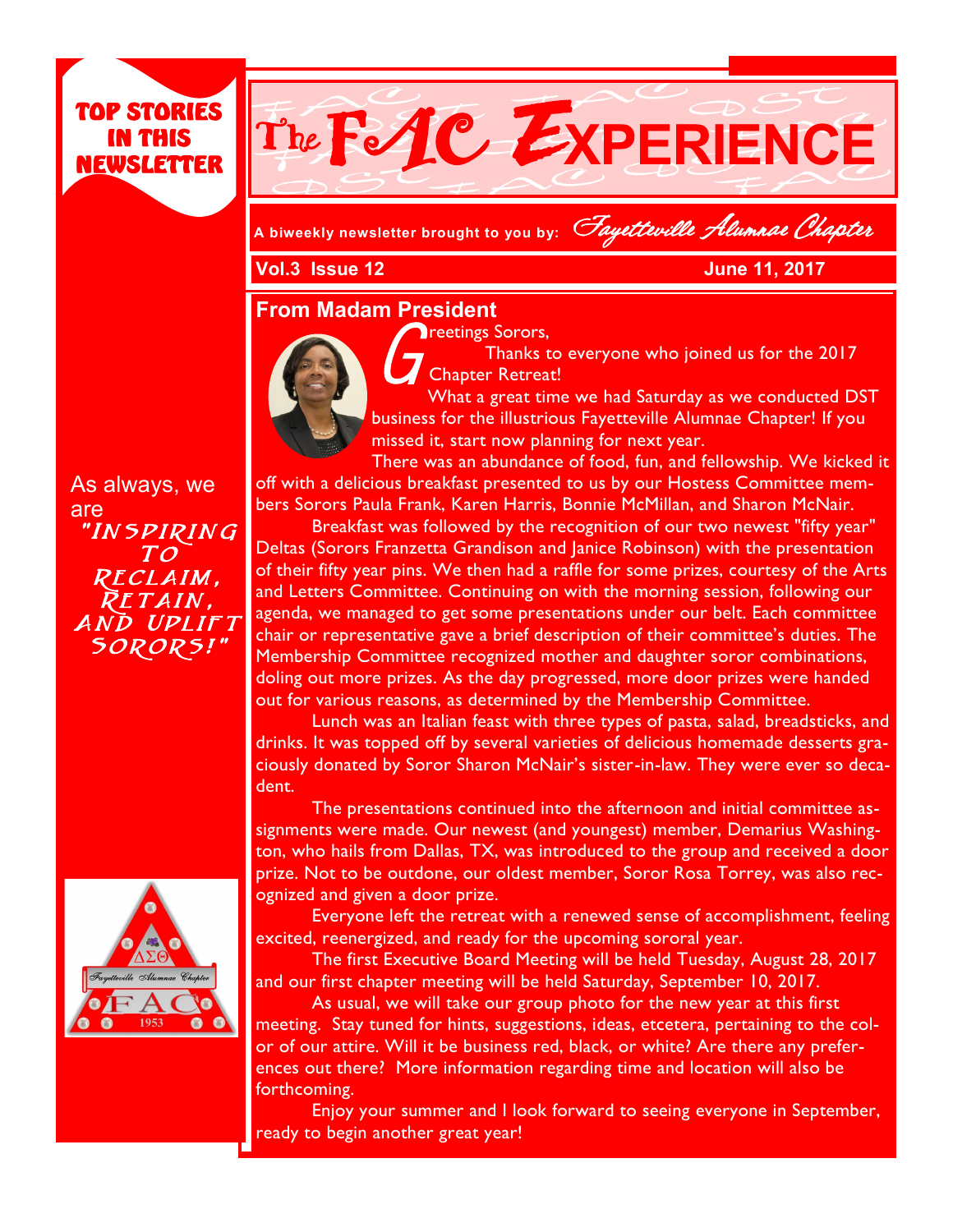# The FAC EXPERIENCE

**A biweekly newsletter brought to you by:** *Fayetteville Alumnae Chapter*

**Vol.3 Issue 12** **June 11, 2017**

**TOP STORIES IN THIS NEWSLETTER**

As always, we are *"INSPIRING TO RECLAIM, RETAIN, AND UPLIFT SORORS!"*

## From Madam President

Greetings Sorors,

Thanks to everyone who joined us for the 2017 Chapter Retreat!

What a great time we had Saturday as we conducted DST business for the illustrious Fayetteville Alumnae Chapter! If you missed it, start now planning for next year.

There was an abundance of food, fun, and fellowship. We kicked it off with a delicious breakfast presented to us by our Hostess Committee members Sorors Paula Frank, Karen Harris, Bonnie McMillan, and Sharon McNair.

Breakfast was followed by the recognition of our two newest "fifty year" Deltas (Sorors Franzetta Grandison and Janice Robinson) with the presentation of their fifty year pins. We then had a raffle for some prizes, courtesy of the Arts and Letters Committee. Continuing on with the morning session, following our agenda, we managed to get some presentations under our belt. Each committee chair or representative gave a brief description of their committee's duties. The Membership Committee recognized mother and daughter soror combinations, doling out more prizes. As the day progressed, more door prizes were handed out for various reasons, as determined by the Membership Committee.

Lunch was an Italian feast with three types of pasta, salad, breadsticks, and drinks. It was topped off by several varieties of delicious homemade desserts graciously donated by Soror Sharon McNair's sister-in-law. They were ever so decadent.

The presentations continued into the afternoon and initial committee assignments were made. Our newest (and youngest) member, Demarius Washington, who hails from Dallas, TX, was introduced to the group and received a door prize. Not to be outdone, our oldest member, Soror Rosa Torrey, was also recognized and given a door prize.

Everyone left the retreat with a renewed sense of accomplishment, feeling excited, reenergized, and ready for the upcoming sororal year.

The first Executive Board Meeting will be held Tuesday, August 28, 2017 and our first chapter meeting will be held Saturday, September 10, 2017.

As usual, we will take our group photo for the new year at this first meeting. Stay tuned for hints, suggestions, ideas, etcetera, pertaining to the color of our attire. Will it be business red, black, or white? Are there any preferences out there? More information regarding time and location will also be forthcoming.

Enjoy your summer and I look forward to seeing everyone in September, ready to begin another great year!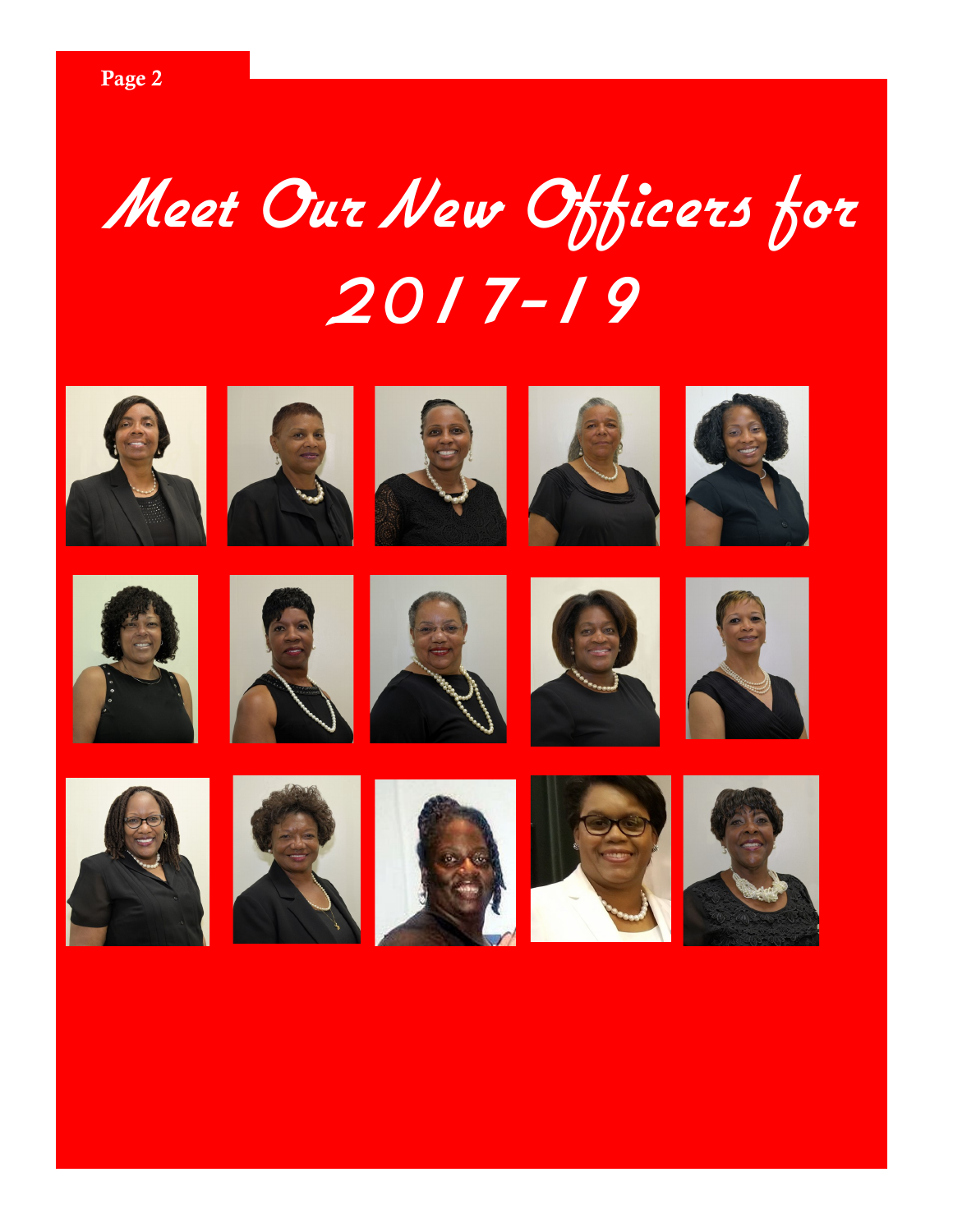# Meet Our New Officers for 2017-19